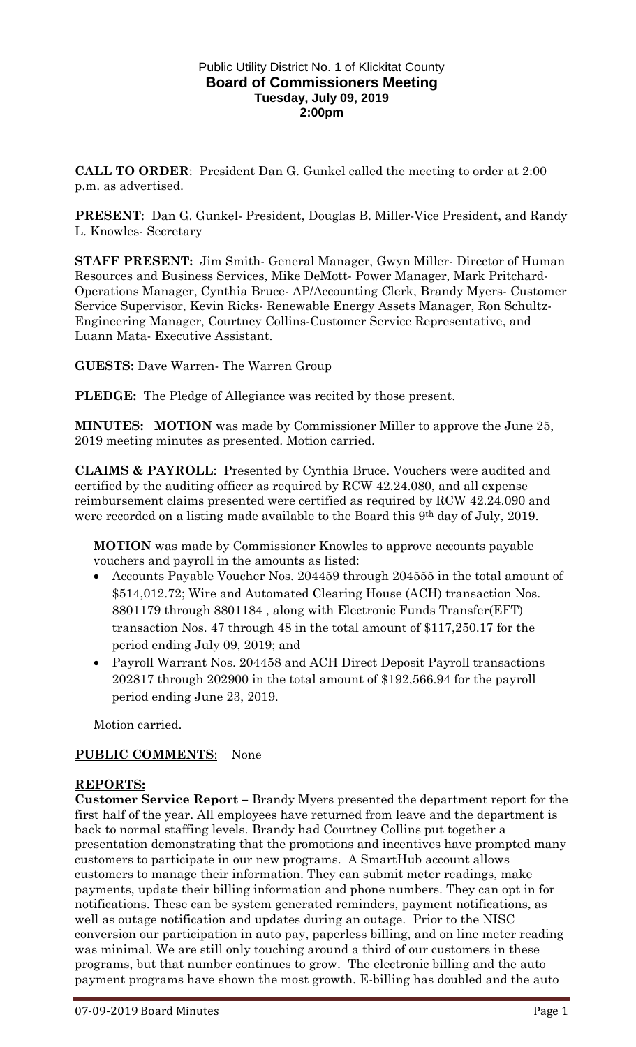Public Utility District No. 1 of Klickitat County

**Board of Commissioners Meeting**

**Tuesday, July 09, 2019**

**2:00pm**

**CALL TO ORDER**: President Dan G. Gunkel called the meeting to order at 2:00 p.m. as advertised.

**PRESENT**: Dan G. Gunkel- President, Douglas B. Miller-Vice President, and Randy L. Knowles- Secretary

**STAFF PRESENT:** Jim Smith- General Manager, Gwyn Miller- Director of Human Resources and Business Services, Mike DeMott- Power Manager, Mark Pritchard-Operations Manager, Cynthia Bruce- AP/Accounting Clerk, Brandy Myers- Customer Service Supervisor, Kevin Ricks- Renewable Energy Assets Manager, Ron Schultz-Engineering Manager, Courtney Collins-Customer Service Representative, and Luann Mata- Executive Assistant.

**GUESTS:** Dave Warren- The Warren Group

**PLEDGE:** The Pledge of Allegiance was recited by those present.

**MINUTES: MOTION** was made by Commissioner Miller to approve the June 25, 2019 meeting minutes as presented. Motion carried.

**CLAIMS & PAYROLL**: Presented by Cynthia Bruce. Vouchers were audited and certified by the auditing officer as required by RCW 42.24.080, and all expense reimbursement claims presented were certified as required by RCW 42.24.090 and were recorded on a listing made available to the Board this 9th day of July, 2019.

**MOTION** was made by Commissioner Knowles to approve accounts payable vouchers and payroll in the amounts as listed:

- Accounts Payable Voucher Nos. 204459 through 204555 in the total amount of $514,012.72; Wire and Automated Clearing House (ACH) transaction Nos. 8801179 through 8801184 , along with Electronic Funds Transfer(EFT) transaction Nos. 47 through 48 in the total amount of $117,250.17 for the period ending July 09, 2019; and
- Payroll Warrant Nos. 204458 and ACH Direct Deposit Payroll transactions 202817 through 202900 in the total amount of $192,566.94 for the payroll period ending June 23, 2019.

Motion carried.

**PUBLIC COMMENTS**: None

**REPORTS:**

**Customer Service Report –** Brandy Myers presented the department report for the first half of the year. All employees have returned from leave and the department is back to normal staffing levels. Brandy had Courtney Collins put together a presentation demonstrating that the promotions and incentives have prompted many customers to participate in our new programs. A SmartHub account allows customers to manage their information. They can submit meter readings, make payments, update their billing information and phone numbers. They can opt in for notifications. These can be system generated reminders, payment notifications, as well as outage notification and updates during an outage. Prior to the NISC conversion our participation in auto pay, paperless billing, and on line meter reading was minimal. We are still only touching around a third of our customers in these programs, but that number continues to grow. The electronic billing and the auto payment programs have shown the most growth. E-billing has doubled and the auto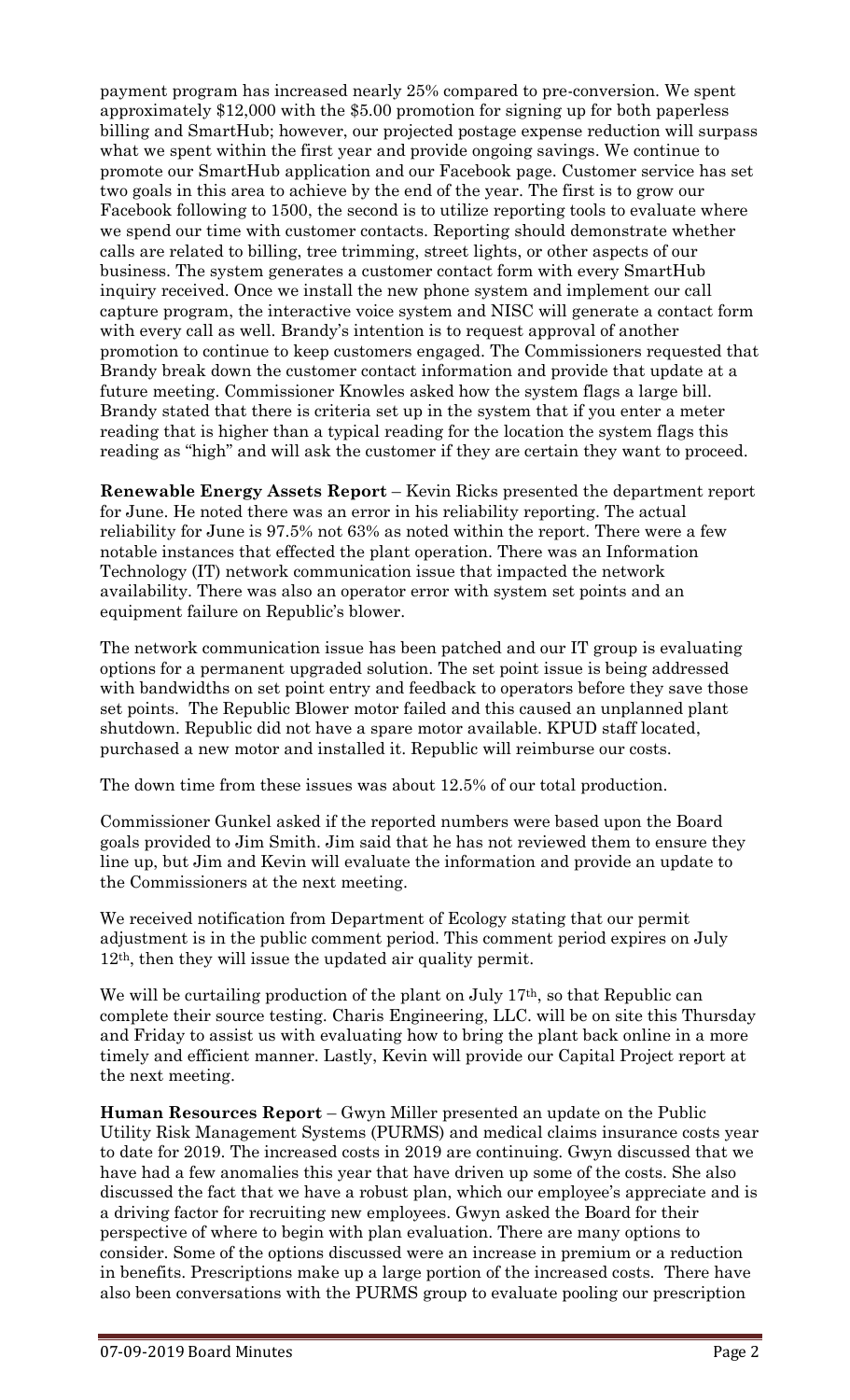payment program has increased nearly 25% compared to pre-conversion. We spent approximately $12,000 with the $5.00 promotion for signing up for both paperless billing and SmartHub; however, our projected postage expense reduction will surpass what we spent within the first year and provide ongoing savings. We continue to promote our SmartHub application and our Facebook page. Customer service has set two goals in this area to achieve by the end of the year. The first is to grow our Facebook following to 1500, the second is to utilize reporting tools to evaluate where we spend our time with customer contacts. Reporting should demonstrate whether calls are related to billing, tree trimming, street lights, or other aspects of our business. The system generates a customer contact form with every SmartHub inquiry received. Once we install the new phone system and implement our call capture program, the interactive voice system and NISC will generate a contact form with every call as well. Brandy's intention is to request approval of another promotion to continue to keep customers engaged. The Commissioners requested that Brandy break down the customer contact information and provide that update at a future meeting. Commissioner Knowles asked how the system flags a large bill. Brandy stated that there is criteria set up in the system that if you enter a meter reading that is higher than a typical reading for the location the system flags this reading as "high" and will ask the customer if they are certain they want to proceed.

**Renewable Energy Assets Report** – Kevin Ricks presented the department report for June. He noted there was an error in his reliability reporting. The actual reliability for June is 97.5% not 63% as noted within the report. There were a few notable instances that effected the plant operation. There was an Information Technology (IT) network communication issue that impacted the network availability. There was also an operator error with system set points and an equipment failure on Republic's blower.

The network communication issue has been patched and our IT group is evaluating options for a permanent upgraded solution. The set point issue is being addressed with bandwidths on set point entry and feedback to operators before they save those set points. The Republic Blower motor failed and this caused an unplanned plant shutdown. Republic did not have a spare motor available. KPUD staff located, purchased a new motor and installed it. Republic will reimburse our costs.

The down time from these issues was about 12.5% of our total production.

Commissioner Gunkel asked if the reported numbers were based upon the Board goals provided to Jim Smith. Jim said that he has not reviewed them to ensure they line up, but Jim and Kevin will evaluate the information and provide an update to the Commissioners at the next meeting.

We received notification from Department of Ecology stating that our permit adjustment is in the public comment period. This comment period expires on July 12th, then they will issue the updated air quality permit.

We will be curtailing production of the plant on July 17th, so that Republic can complete their source testing. Charis Engineering, LLC. will be on site this Thursday and Friday to assist us with evaluating how to bring the plant back online in a more timely and efficient manner. Lastly, Kevin will provide our Capital Project report at the next meeting.

**Human Resources Report** – Gwyn Miller presented an update on the Public Utility Risk Management Systems (PURMS) and medical claims insurance costs year to date for 2019. The increased costs in 2019 are continuing. Gwyn discussed that we have had a few anomalies this year that have driven up some of the costs. She also discussed the fact that we have a robust plan, which our employee's appreciate and is a driving factor for recruiting new employees. Gwyn asked the Board for their perspective of where to begin with plan evaluation. There are many options to consider. Some of the options discussed were an increase in premium or a reduction in benefits. Prescriptions make up a large portion of the increased costs. There have also been conversations with the PURMS group to evaluate pooling our prescription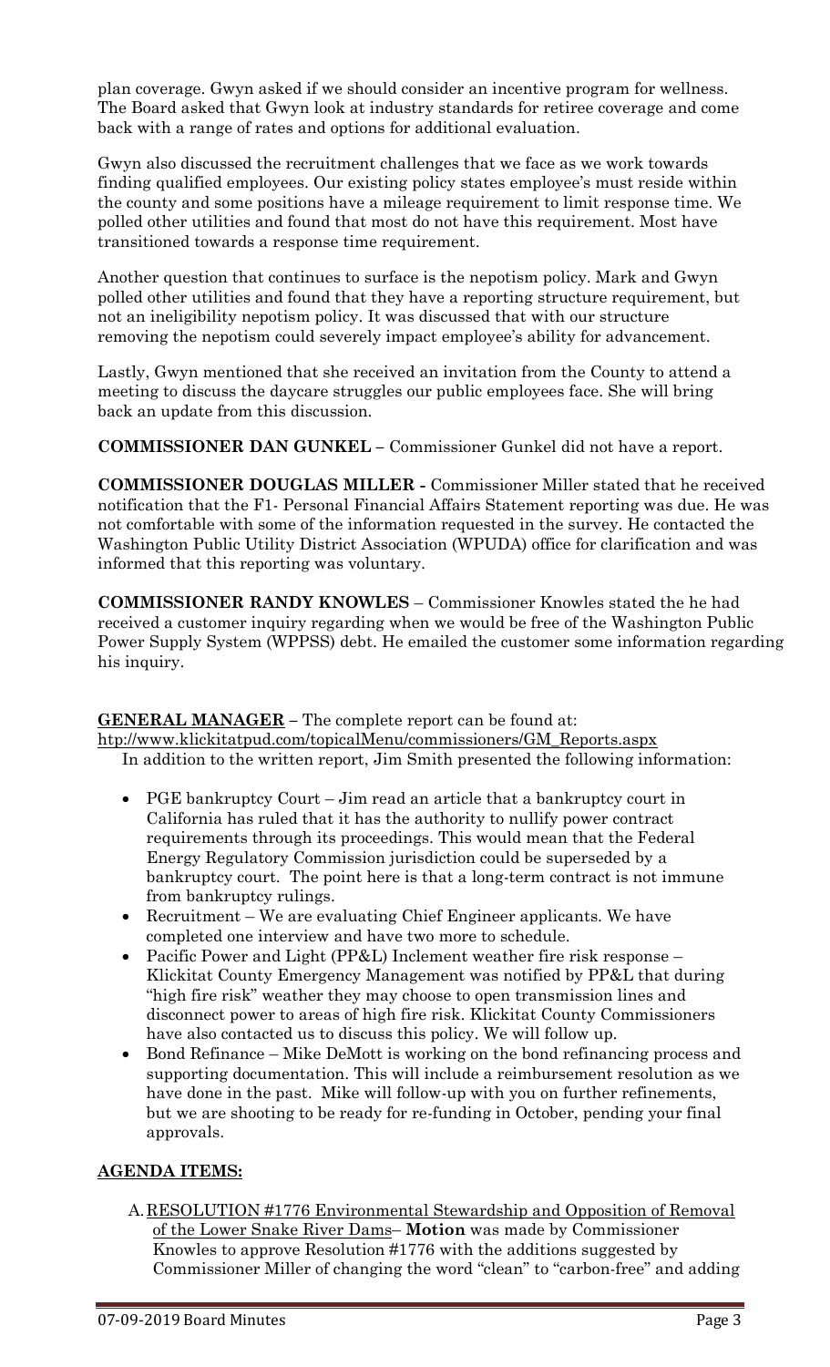plan coverage. Gwyn asked if we should consider an incentive program for wellness. The Board asked that Gwyn look at industry standards for retiree coverage and come back with a range of rates and options for additional evaluation.

Gwyn also discussed the recruitment challenges that we face as we work towards finding qualified employees. Our existing policy states employee's must reside within the county and some positions have a mileage requirement to limit response time. We polled other utilities and found that most do not have this requirement. Most have transitioned towards a response time requirement.

Another question that continues to surface is the nepotism policy. Mark and Gwyn polled other utilities and found that they have a reporting structure requirement, but not an ineligibility nepotism policy. It was discussed that with our structure removing the nepotism could severely impact employee's ability for advancement.

Lastly, Gwyn mentioned that she received an invitation from the County to attend a meeting to discuss the daycare struggles our public employees face. She will bring back an update from this discussion.

**COMMISSIONER DAN GUNKEL –** Commissioner Gunkel did not have a report.

**COMMISSIONER DOUGLAS MILLER -** Commissioner Miller stated that he received notification that the F1- Personal Financial Affairs Statement reporting was due. He was not comfortable with some of the information requested in the survey. He contacted the Washington Public Utility District Association (WPUDA) office for clarification and was informed that this reporting was voluntary.

**COMMISSIONER RANDY KNOWLES** – Commissioner Knowles stated the he had received a customer inquiry regarding when we would be free of the Washington Public Power Supply System (WPPSS) debt. He emailed the customer some information regarding his inquiry.

**GENERAL MANAGER** – The complete report can be found at: http://www.klickitatpud.com/topicalMenu/commissioners/GM_Reports.aspx
In addition to the written report, Jim Smith presented the following information:

- PGE bankruptcy Court – Jim read an article that a bankruptcy court in California has ruled that it has the authority to nullify power contract requirements through its proceedings. This would mean that the Federal Energy Regulatory Commission jurisdiction could be superseded by a bankruptcy court. The point here is that a long-term contract is not immune from bankruptcy rulings.
- Recruitment – We are evaluating Chief Engineer applicants. We have completed one interview and have two more to schedule.
- Pacific Power and Light (PP&L) Inclement weather fire risk response – Klickitat County Emergency Management was notified by PP&L that during "high fire risk" weather they may choose to open transmission lines and disconnect power to areas of high fire risk. Klickitat County Commissioners have also contacted us to discuss this policy. We will follow up.
- Bond Refinance – Mike DeMott is working on the bond refinancing process and supporting documentation. This will include a reimbursement resolution as we have done in the past. Mike will follow-up with you on further refinements, but we are shooting to be ready for re-funding in October, pending your final approvals.

**AGENDA ITEMS:**

A. RESOLUTION #1776 Environmental Stewardship and Opposition of Removal of the Lower Snake River Dams– **Motion** was made by Commissioner Knowles to approve Resolution #1776 with the additions suggested by Commissioner Miller of changing the word "clean" to "carbon-free" and adding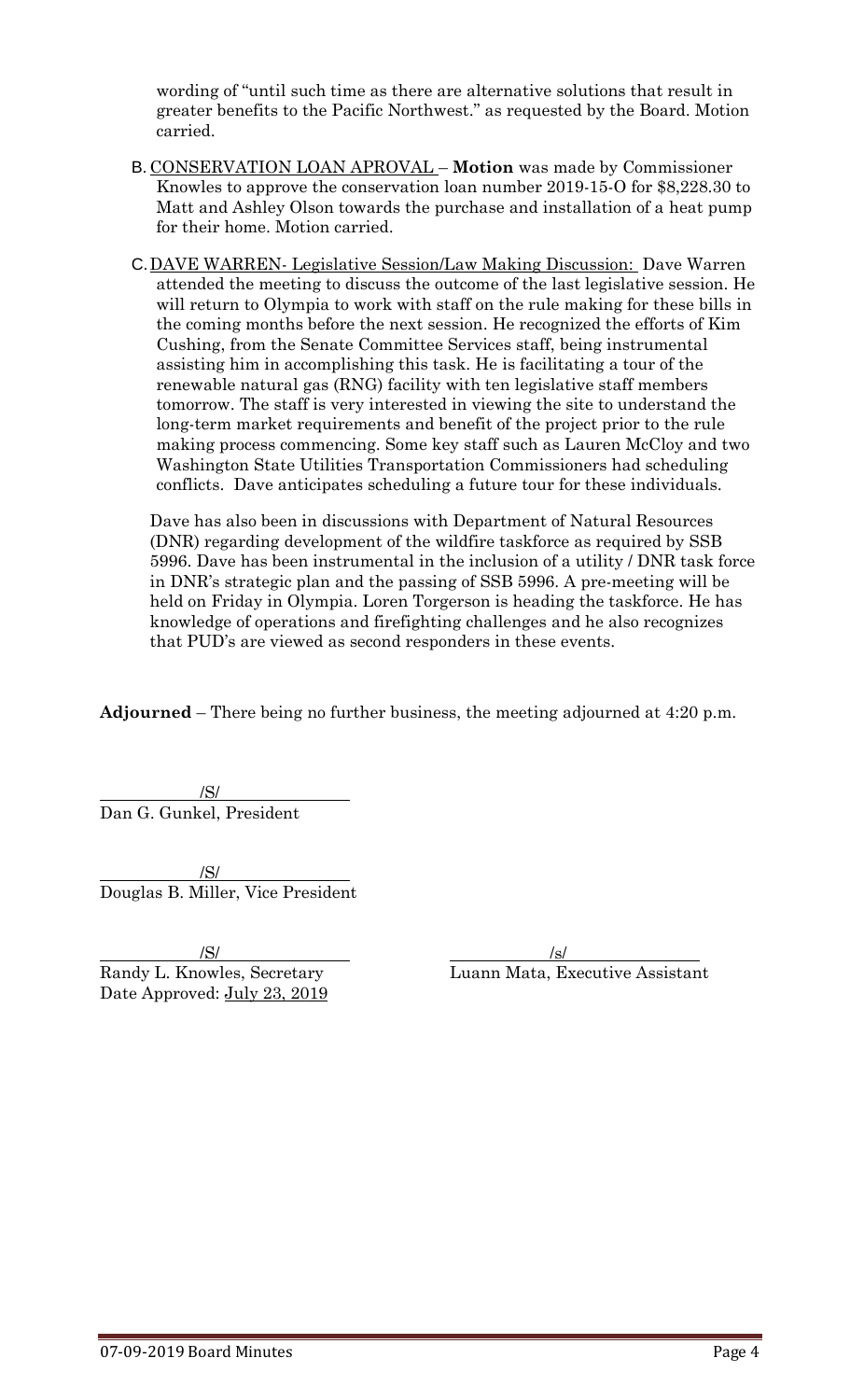wording of "until such time as there are alternative solutions that result in greater benefits to the Pacific Northwest." as requested by the Board. Motion carried.

B. CONSERVATION LOAN APROVAL – **Motion** was made by Commissioner Knowles to approve the conservation loan number 2019-15-O for $8,228.30 to Matt and Ashley Olson towards the purchase and installation of a heat pump for their home. Motion carried.

C. DAVE WARREN- Legislative Session/Law Making Discussion: Dave Warren attended the meeting to discuss the outcome of the last legislative session. He will return to Olympia to work with staff on the rule making for these bills in the coming months before the next session. He recognized the efforts of Kim Cushing, from the Senate Committee Services staff, being instrumental assisting him in accomplishing this task. He is facilitating a tour of the renewable natural gas (RNG) facility with ten legislative staff members tomorrow. The staff is very interested in viewing the site to understand the long-term market requirements and benefit of the project prior to the rule making process commencing. Some key staff such as Lauren McCloy and two Washington State Utilities Transportation Commissioners had scheduling conflicts. Dave anticipates scheduling a future tour for these individuals.

Dave has also been in discussions with Department of Natural Resources (DNR) regarding development of the wildfire taskforce as required by SSB 5996. Dave has been instrumental in the inclusion of a utility / DNR task force in DNR's strategic plan and the passing of SSB 5996. A pre-meeting will be held on Friday in Olympia. Loren Torgerson is heading the taskforce. He has knowledge of operations and firefighting challenges and he also recognizes that PUD's are viewed as second responders in these events.

**Adjourned** – There being no further business, the meeting adjourned at 4:20 p.m.

/S/
Dan G. Gunkel, President

/S/
Douglas B. Miller, Vice President

/S/
Randy L. Knowles, Secretary
Date Approved: July 23, 2019

/s/
Luann Mata, Executive Assistant